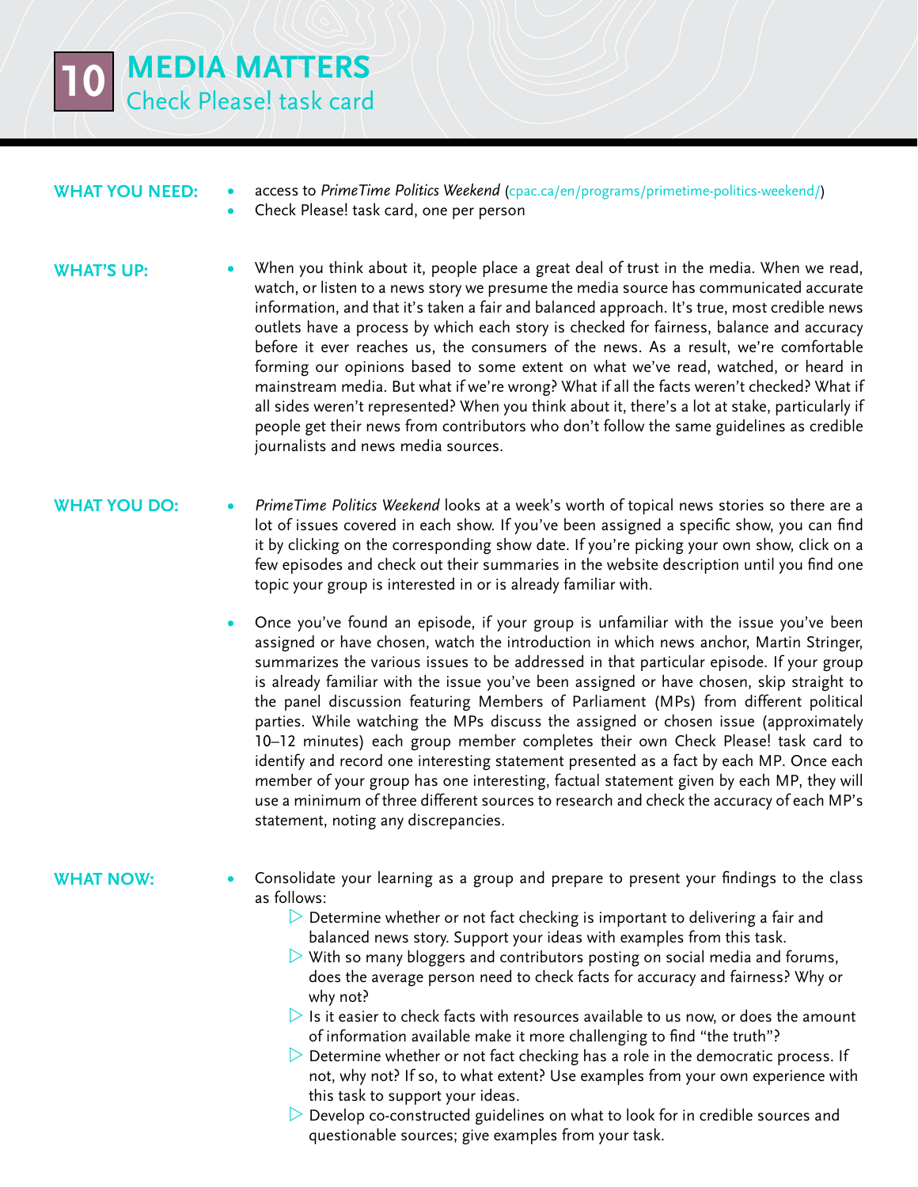# 10 MEDIA MATTERS

## Check Please! task card

**WHAT YOU NEED:**

- access to *PrimeTime Politics Weekend* (cpac.ca/en/programs/primetime-politics-weekend/)
- Check Please! task card, one per person

**WHAT'S UP:**

- When you think about it, people place a great deal of trust in the media. When we read, watch, or listen to a news story we presume the media source has communicated accurate information, and that it's taken a fair and balanced approach. It's true, most credible news outlets have a process by which each story is checked for fairness, balance and accuracy before it ever reaches us, the consumers of the news. As a result, we're comfortable forming our opinions based to some extent on what we've read, watched, or heard in mainstream media. But what if we're wrong? What if all the facts weren't checked? What if all sides weren't represented? When you think about it, there's a lot at stake, particularly if people get their news from contributors who don't follow the same guidelines as credible journalists and news media sources.

**WHAT YOU DO:**

- *PrimeTime Politics Weekend* looks at a week's worth of topical news stories so there are a lot of issues covered in each show. If you've been assigned a specific show, you can find it by clicking on the corresponding show date. If you're picking your own show, click on a few episodes and check out their summaries in the website description until you find one topic your group is interested in or is already familiar with.

- Once you've found an episode, if your group is unfamiliar with the issue you've been assigned or have chosen, watch the introduction in which news anchor, Martin Stringer, summarizes the various issues to be addressed in that particular episode. If your group is already familiar with the issue you've been assigned or have chosen, skip straight to the panel discussion featuring Members of Parliament (MPs) from different political parties. While watching the MPs discuss the assigned or chosen issue (approximately 10–12 minutes) each group member completes their own Check Please! task card to identify and record one interesting statement presented as a fact by each MP. Once each member of your group has one interesting, factual statement given by each MP, they will use a minimum of three different sources to research and check the accuracy of each MP's statement, noting any discrepancies.

**WHAT NOW:**

- Consolidate your learning as a group and prepare to present your findings to the class as follows:
  - Determine whether or not fact checking is important to delivering a fair and balanced news story. Support your ideas with examples from this task.
  - With so many bloggers and contributors posting on social media and forums, does the average person need to check facts for accuracy and fairness? Why or why not?
  - Is it easier to check facts with resources available to us now, or does the amount of information available make it more challenging to find "the truth"?
  - Determine whether or not fact checking has a role in the democratic process. If not, why not? If so, to what extent? Use examples from your own experience with this task to support your ideas.
  - Develop co-constructed guidelines on what to look for in credible sources and questionable sources; give examples from your task.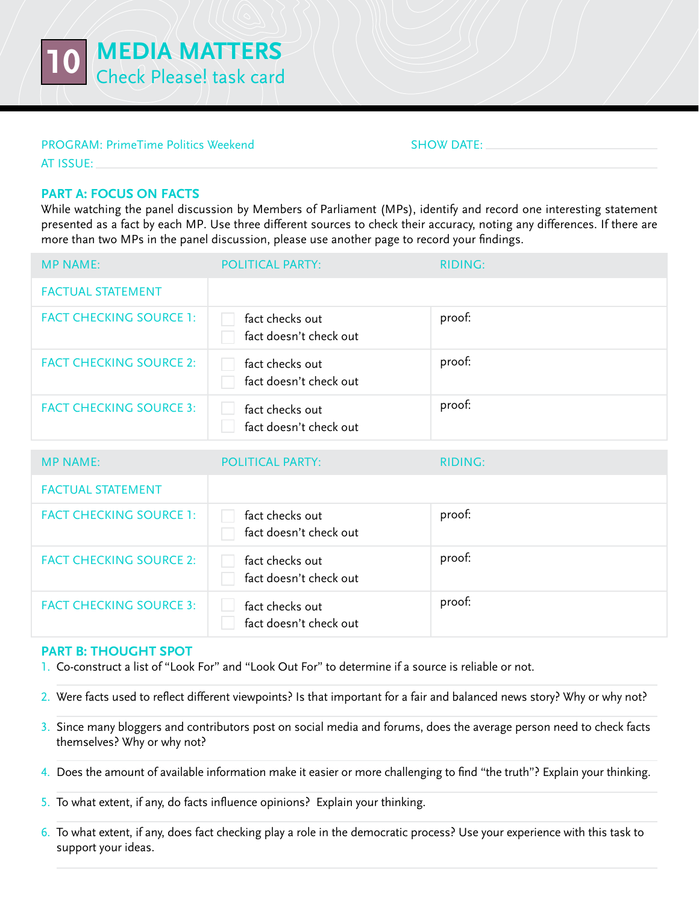# 10 MEDIA MATTERS

## Check Please! task card

PROGRAM: PrimeTime Politics Weekend

SHOW DATE: ____________________

AT ISSUE: ____________________

### PART A: FOCUS ON FACTS

While watching the panel discussion by Members of Parliament (MPs), identify and record one interesting statement presented as a fact by each MP. Use three different sources to check their accuracy, noting any differences. If there are more than two MPs in the panel discussion, please use another page to record your findings.

| MP NAME: | POLITICAL PARTY: | RIDING: |
|---|---|---|
| FACTUAL STATEMENT | | |
| FACT CHECKING SOURCE 1: | ☐ fact checks out<br>☐ fact doesn't check out | proof: |
| FACT CHECKING SOURCE 2: | ☐ fact checks out<br>☐ fact doesn't check out | proof: |
| FACT CHECKING SOURCE 3: | ☐ fact checks out<br>☐ fact doesn't check out | proof: |

| MP NAME: | POLITICAL PARTY: | RIDING: |
|---|---|---|
| FACTUAL STATEMENT | | |
| FACT CHECKING SOURCE 1: | ☐ fact checks out<br>☐ fact doesn't check out | proof: |
| FACT CHECKING SOURCE 2: | ☐ fact checks out<br>☐ fact doesn't check out | proof: |
| FACT CHECKING SOURCE 3: | ☐ fact checks out<br>☐ fact doesn't check out | proof: |

### PART B: THOUGHT SPOT

1. Co-construct a list of "Look For" and "Look Out For" to determine if a source is reliable or not.
2. Were facts used to reflect different viewpoints? Is that important for a fair and balanced news story? Why or why not?
3. Since many bloggers and contributors post on social media and forums, does the average person need to check facts themselves? Why or why not?
4. Does the amount of available information make it easier or more challenging to find "the truth"? Explain your thinking.
5. To what extent, if any, do facts influence opinions? Explain your thinking.
6. To what extent, if any, does fact checking play a role in the democratic process? Use your experience with this task to support your ideas.